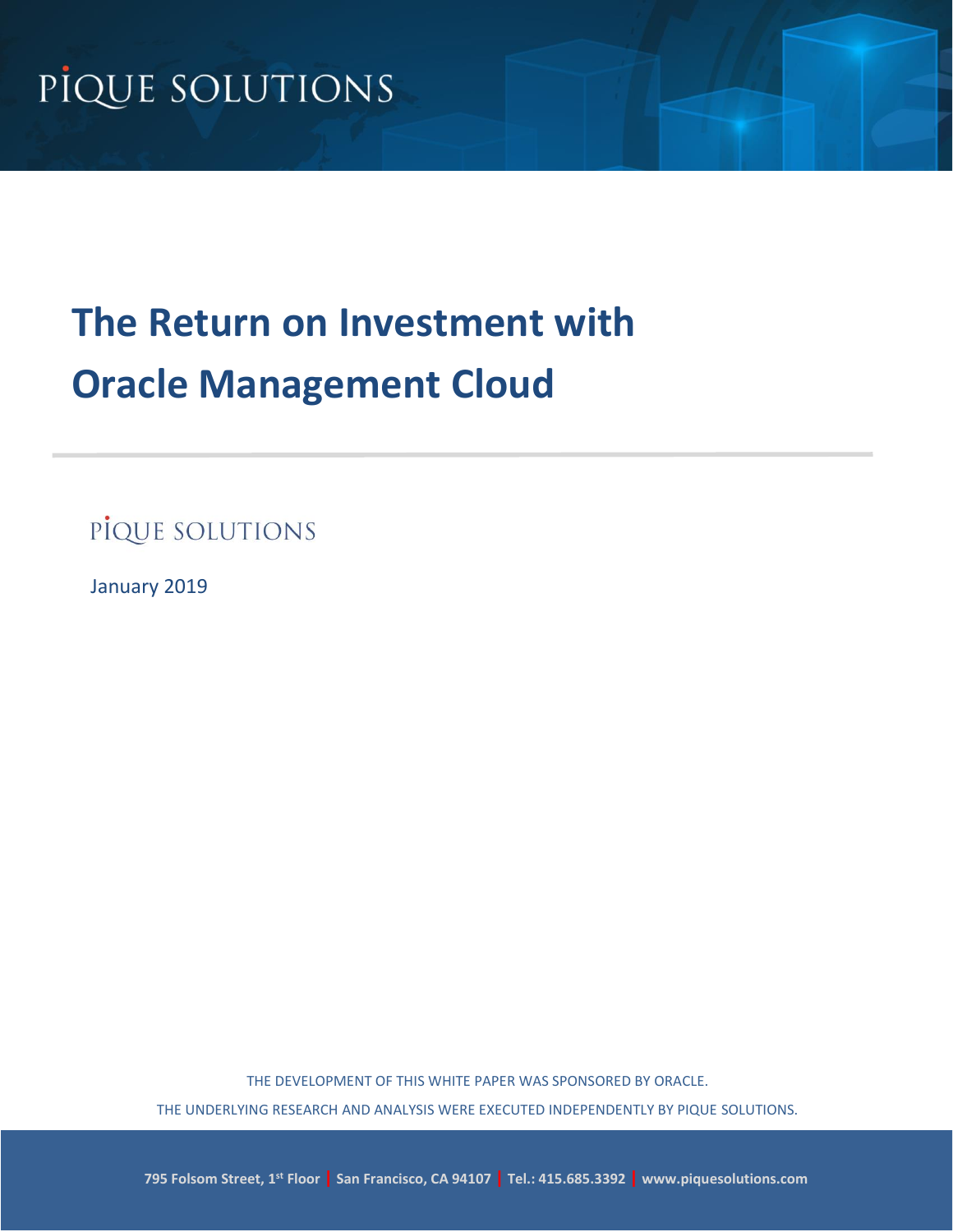PIQUE SOLUTIONS

# The Return on Investment with Oracle Management Cloud

PIQUE SOLUTIONS

January 2019

THE DEVELOPMENT OF THIS WHITE PAPER WAS SPONSORED BY ORACLE.

THE UNDERLYING RESEARCH AND ANALYSIS WERE EXECUTED INDEPENDENTLY BY PIQUE SOLUTIONS.

**795 Folsom Street, 1st Floor | San Francisco, CA 94107 | Tel.: 415.685.3392 | www.piquesolutions.com**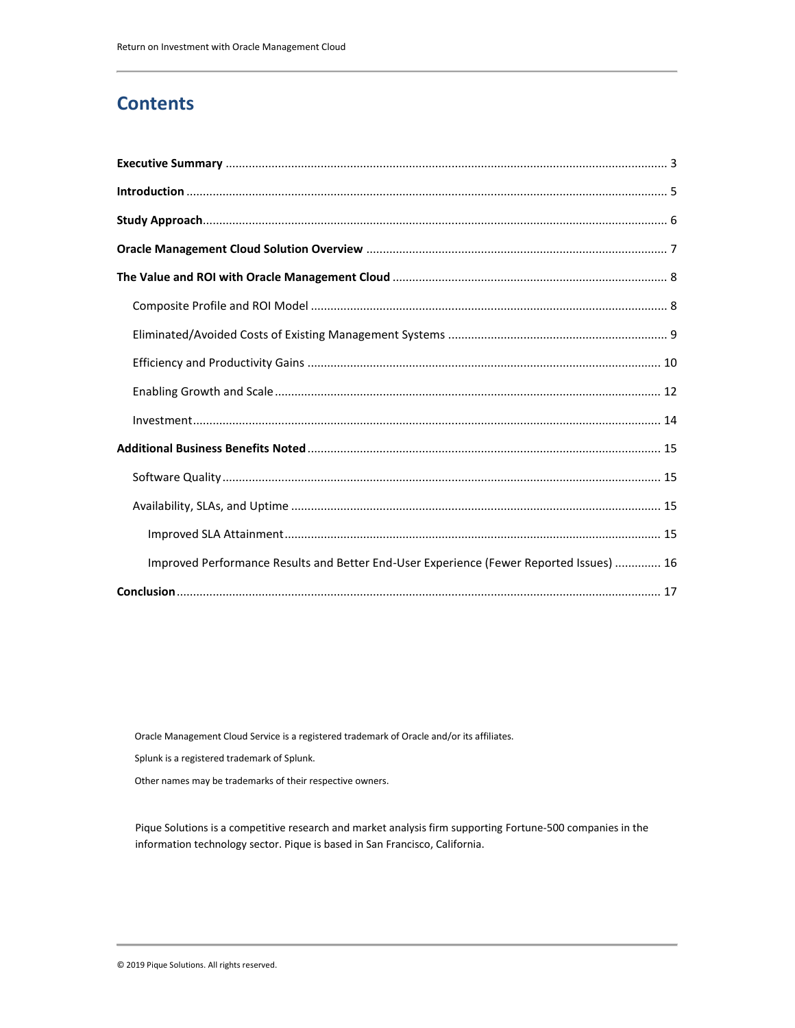## Contents

- **Executive Summary** ... 3
- **Introduction** ... 5
- **Study Approach** ... 6
- **Oracle Management Cloud Solution Overview** ... 7
- **The Value and ROI with Oracle Management Cloud** ... 8
  - Composite Profile and ROI Model ... 8
  - Eliminated/Avoided Costs of Existing Management Systems ... 9
  - Efficiency and Productivity Gains ... 10
  - Enabling Growth and Scale ... 12
  - Investment ... 14
- **Additional Business Benefits Noted** ... 15
  - Software Quality ... 15
  - Availability, SLAs, and Uptime ... 15
    - Improved SLA Attainment ... 15
    - Improved Performance Results and Better End-User Experience (Fewer Reported Issues) ... 16
- **Conclusion** ... 17

Oracle Management Cloud Service is a registered trademark of Oracle and/or its affiliates.

Splunk is a registered trademark of Splunk.

Other names may be trademarks of their respective owners.

Pique Solutions is a competitive research and market analysis firm supporting Fortune-500 companies in the information technology sector. Pique is based in San Francisco, California.

© 2019 Pique Solutions. All rights reserved.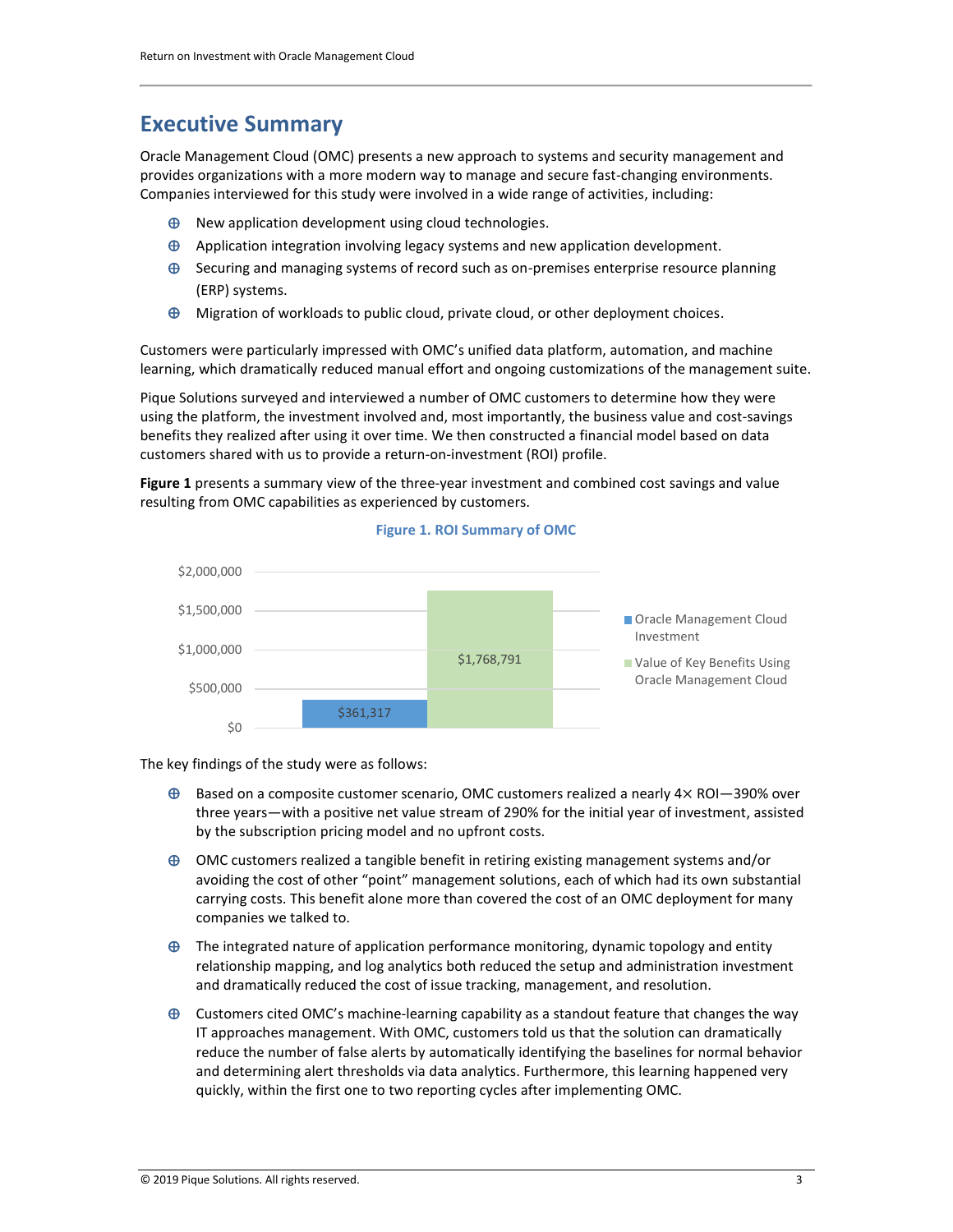## Executive Summary

Oracle Management Cloud (OMC) presents a new approach to systems and security management and provides organizations with a more modern way to manage and secure fast-changing environments. Companies interviewed for this study were involved in a wide range of activities, including:

- New application development using cloud technologies.
- Application integration involving legacy systems and new application development.
- Securing and managing systems of record such as on-premises enterprise resource planning (ERP) systems.
- Migration of workloads to public cloud, private cloud, or other deployment choices.

Customers were particularly impressed with OMC's unified data platform, automation, and machine learning, which dramatically reduced manual effort and ongoing customizations of the management suite.

Pique Solutions surveyed and interviewed a number of OMC customers to determine how they were using the platform, the investment involved and, most importantly, the business value and cost-savings benefits they realized after using it over time. We then constructed a financial model based on data customers shared with us to provide a return-on-investment (ROI) profile.

**Figure 1** presents a summary view of the three-year investment and combined cost savings and value resulting from OMC capabilities as experienced by customers.

**Figure 1. ROI Summary of OMC**

| | Value |
|---|---|
| Oracle Management Cloud Investment | $361,317 |
| Value of Key Benefits Using Oracle Management Cloud | $1,768,791 |

The key findings of the study were as follows:

- Based on a composite customer scenario, OMC customers realized a nearly 4× ROI—390% over three years—with a positive net value stream of 290% for the initial year of investment, assisted by the subscription pricing model and no upfront costs.
- OMC customers realized a tangible benefit in retiring existing management systems and/or avoiding the cost of other "point" management solutions, each of which had its own substantial carrying costs. This benefit alone more than covered the cost of an OMC deployment for many companies we talked to.
- The integrated nature of application performance monitoring, dynamic topology and entity relationship mapping, and log analytics both reduced the setup and administration investment and dramatically reduced the cost of issue tracking, management, and resolution.
- Customers cited OMC's machine-learning capability as a standout feature that changes the way IT approaches management. With OMC, customers told us that the solution can dramatically reduce the number of false alerts by automatically identifying the baselines for normal behavior and determining alert thresholds via data analytics. Furthermore, this learning happened very quickly, within the first one to two reporting cycles after implementing OMC.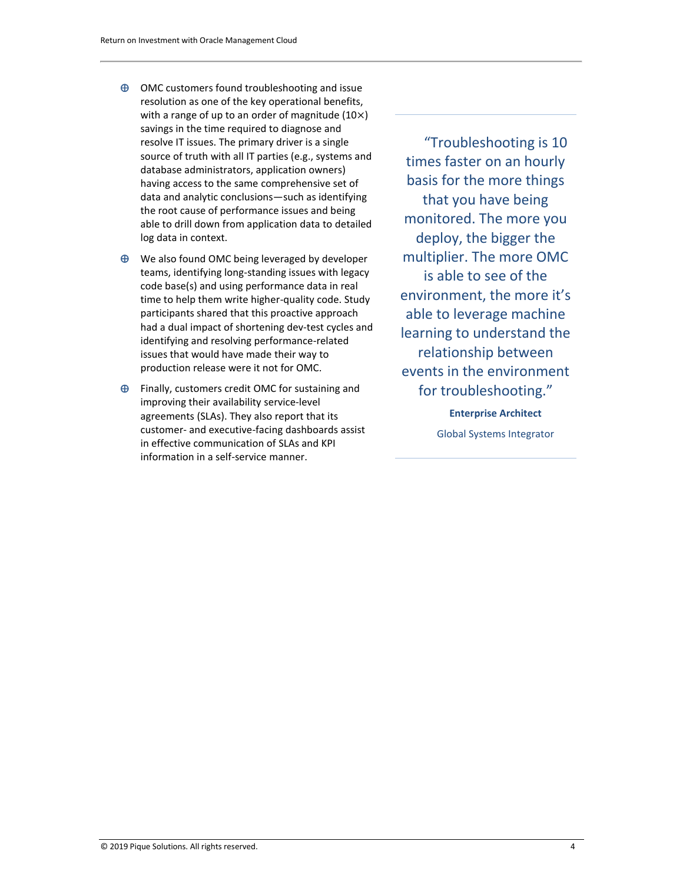- OMC customers found troubleshooting and issue resolution as one of the key operational benefits, with a range of up to an order of magnitude (10×) savings in the time required to diagnose and resolve IT issues. The primary driver is a single source of truth with all IT parties (e.g., systems and database administrators, application owners) having access to the same comprehensive set of data and analytic conclusions—such as identifying the root cause of performance issues and being able to drill down from application data to detailed log data in context.
- We also found OMC being leveraged by developer teams, identifying long-standing issues with legacy code base(s) and using performance data in real time to help them write higher-quality code. Study participants shared that this proactive approach had a dual impact of shortening dev-test cycles and identifying and resolving performance-related issues that would have made their way to production release were it not for OMC.
- Finally, customers credit OMC for sustaining and improving their availability service-level agreements (SLAs). They also report that its customer- and executive-facing dashboards assist in effective communication of SLAs and KPI information in a self-service manner.

> "Troubleshooting is 10 times faster on an hourly basis for the more things that you have being monitored. The more you deploy, the bigger the multiplier. The more OMC is able to see of the environment, the more it's able to leverage machine learning to understand the relationship between events in the environment for troubleshooting."
>
> **Enterprise Architect**
>
> Global Systems Integrator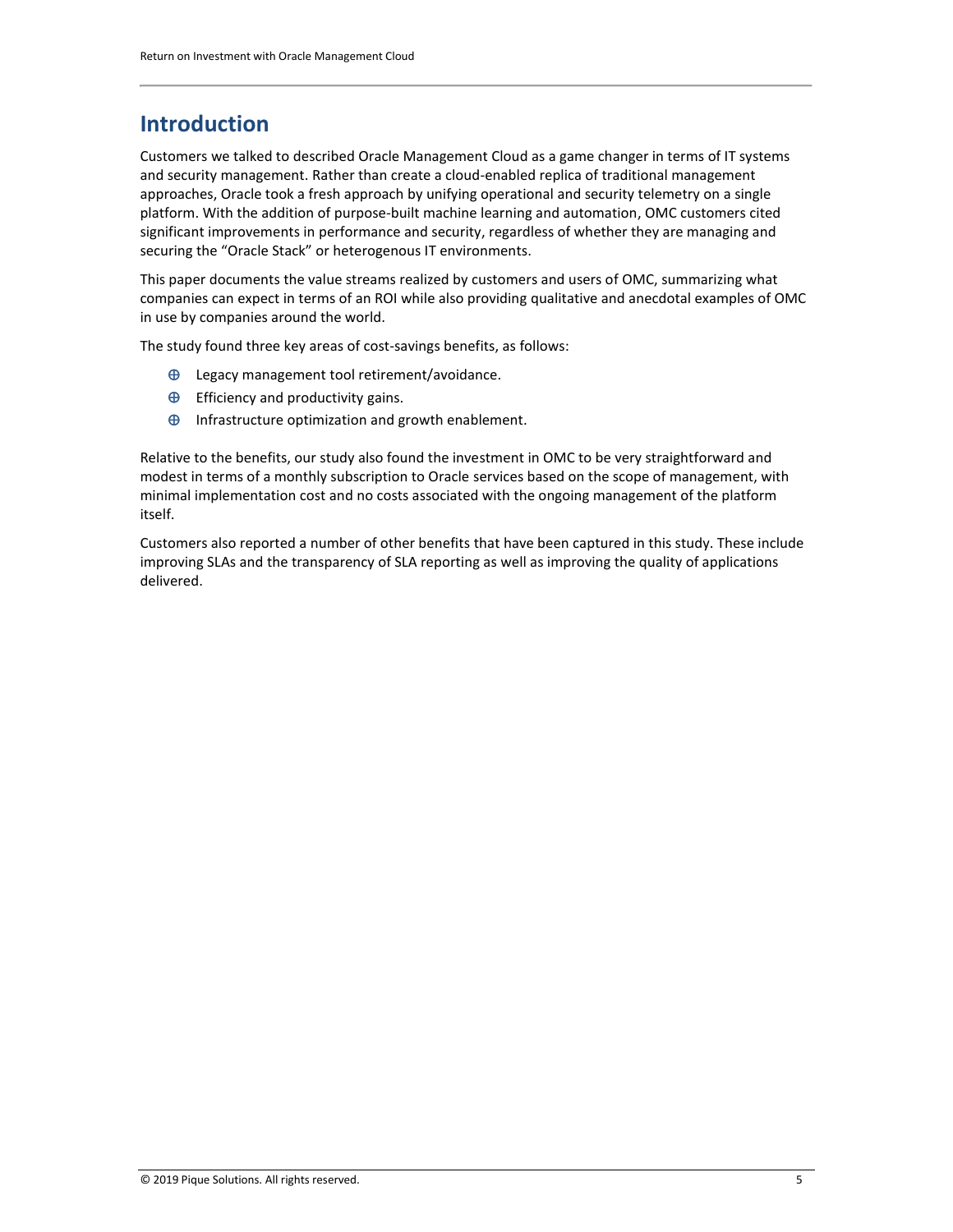# Introduction

Customers we talked to described Oracle Management Cloud as a game changer in terms of IT systems and security management. Rather than create a cloud-enabled replica of traditional management approaches, Oracle took a fresh approach by unifying operational and security telemetry on a single platform. With the addition of purpose-built machine learning and automation, OMC customers cited significant improvements in performance and security, regardless of whether they are managing and securing the "Oracle Stack" or heterogenous IT environments.

This paper documents the value streams realized by customers and users of OMC, summarizing what companies can expect in terms of an ROI while also providing qualitative and anecdotal examples of OMC in use by companies around the world.

The study found three key areas of cost-savings benefits, as follows:

- Legacy management tool retirement/avoidance.
- Efficiency and productivity gains.
- Infrastructure optimization and growth enablement.

Relative to the benefits, our study also found the investment in OMC to be very straightforward and modest in terms of a monthly subscription to Oracle services based on the scope of management, with minimal implementation cost and no costs associated with the ongoing management of the platform itself.

Customers also reported a number of other benefits that have been captured in this study. These include improving SLAs and the transparency of SLA reporting as well as improving the quality of applications delivered.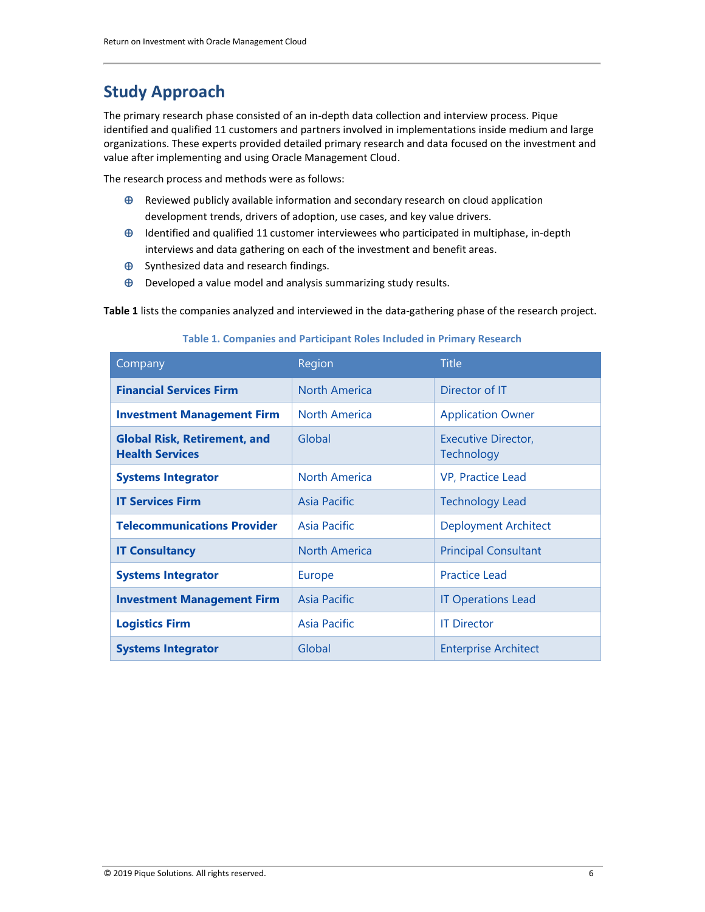## Study Approach

The primary research phase consisted of an in-depth data collection and interview process. Pique identified and qualified 11 customers and partners involved in implementations inside medium and large organizations. These experts provided detailed primary research and data focused on the investment and value after implementing and using Oracle Management Cloud.

The research process and methods were as follows:

- Reviewed publicly available information and secondary research on cloud application development trends, drivers of adoption, use cases, and key value drivers.
- Identified and qualified 11 customer interviewees who participated in multiphase, in-depth interviews and data gathering on each of the investment and benefit areas.
- Synthesized data and research findings.
- Developed a value model and analysis summarizing study results.

**Table 1** lists the companies analyzed and interviewed in the data-gathering phase of the research project.

**Table 1. Companies and Participant Roles Included in Primary Research**

| Company | Region | Title |
|---|---|---|
| **Financial Services Firm** | North America | Director of IT |
| **Investment Management Firm** | North America | Application Owner |
| **Global Risk, Retirement, and Health Services** | Global | Executive Director, Technology |
| **Systems Integrator** | North America | VP, Practice Lead |
| **IT Services Firm** | Asia Pacific | Technology Lead |
| **Telecommunications Provider** | Asia Pacific | Deployment Architect |
| **IT Consultancy** | North America | Principal Consultant |
| **Systems Integrator** | Europe | Practice Lead |
| **Investment Management Firm** | Asia Pacific | IT Operations Lead |
| **Logistics Firm** | Asia Pacific | IT Director |
| **Systems Integrator** | Global | Enterprise Architect |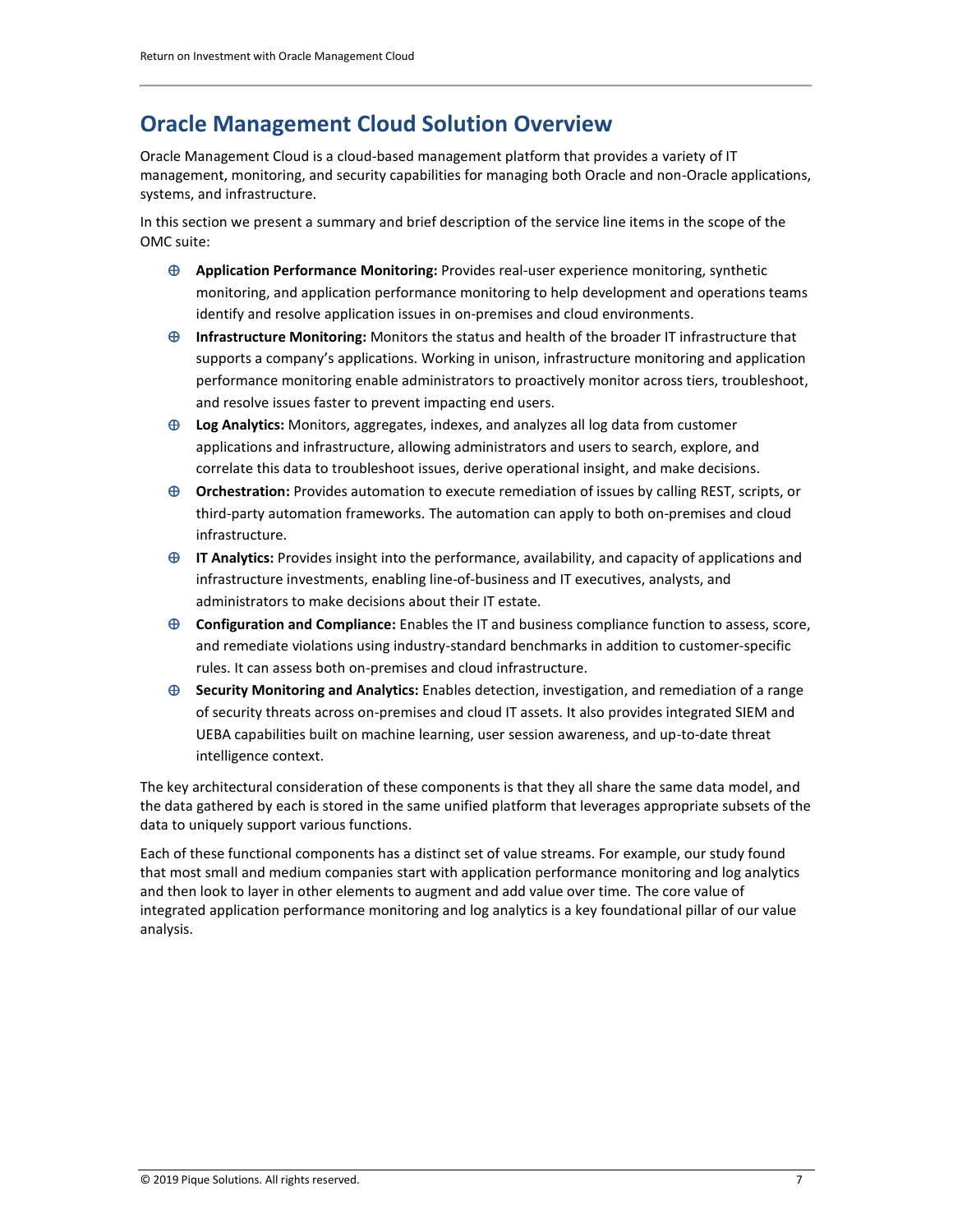## Oracle Management Cloud Solution Overview

Oracle Management Cloud is a cloud-based management platform that provides a variety of IT management, monitoring, and security capabilities for managing both Oracle and non-Oracle applications, systems, and infrastructure.

In this section we present a summary and brief description of the service line items in the scope of the OMC suite:

- **Application Performance Monitoring:** Provides real-user experience monitoring, synthetic monitoring, and application performance monitoring to help development and operations teams identify and resolve application issues in on-premises and cloud environments.
- **Infrastructure Monitoring:** Monitors the status and health of the broader IT infrastructure that supports a company's applications. Working in unison, infrastructure monitoring and application performance monitoring enable administrators to proactively monitor across tiers, troubleshoot, and resolve issues faster to prevent impacting end users.
- **Log Analytics:** Monitors, aggregates, indexes, and analyzes all log data from customer applications and infrastructure, allowing administrators and users to search, explore, and correlate this data to troubleshoot issues, derive operational insight, and make decisions.
- **Orchestration:** Provides automation to execute remediation of issues by calling REST, scripts, or third-party automation frameworks. The automation can apply to both on-premises and cloud infrastructure.
- **IT Analytics:** Provides insight into the performance, availability, and capacity of applications and infrastructure investments, enabling line-of-business and IT executives, analysts, and administrators to make decisions about their IT estate.
- **Configuration and Compliance:** Enables the IT and business compliance function to assess, score, and remediate violations using industry-standard benchmarks in addition to customer-specific rules. It can assess both on-premises and cloud infrastructure.
- **Security Monitoring and Analytics:** Enables detection, investigation, and remediation of a range of security threats across on-premises and cloud IT assets. It also provides integrated SIEM and UEBA capabilities built on machine learning, user session awareness, and up-to-date threat intelligence context.

The key architectural consideration of these components is that they all share the same data model, and the data gathered by each is stored in the same unified platform that leverages appropriate subsets of the data to uniquely support various functions.

Each of these functional components has a distinct set of value streams. For example, our study found that most small and medium companies start with application performance monitoring and log analytics and then look to layer in other elements to augment and add value over time. The core value of integrated application performance monitoring and log analytics is a key foundational pillar of our value analysis.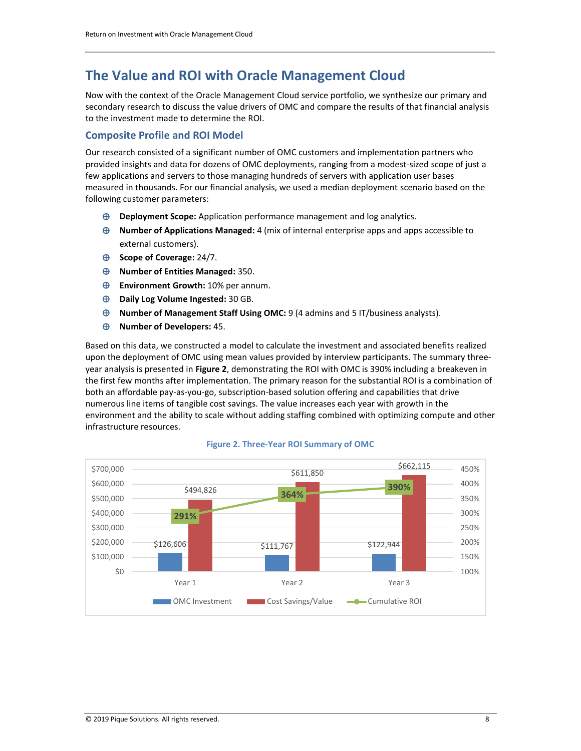## The Value and ROI with Oracle Management Cloud

Now with the context of the Oracle Management Cloud service portfolio, we synthesize our primary and secondary research to discuss the value drivers of OMC and compare the results of that financial analysis to the investment made to determine the ROI.

### Composite Profile and ROI Model

Our research consisted of a significant number of OMC customers and implementation partners who provided insights and data for dozens of OMC deployments, ranging from a modest-sized scope of just a few applications and servers to those managing hundreds of servers with application user bases measured in thousands. For our financial analysis, we used a median deployment scenario based on the following customer parameters:

- **Deployment Scope:** Application performance management and log analytics.
- **Number of Applications Managed:** 4 (mix of internal enterprise apps and apps accessible to external customers).
- **Scope of Coverage:** 24/7.
- **Number of Entities Managed:** 350.
- **Environment Growth:** 10% per annum.
- **Daily Log Volume Ingested:** 30 GB.
- **Number of Management Staff Using OMC:** 9 (4 admins and 5 IT/business analysts).
- **Number of Developers:** 45.

Based on this data, we constructed a model to calculate the investment and associated benefits realized upon the deployment of OMC using mean values provided by interview participants. The summary three-year analysis is presented in **Figure 2**, demonstrating the ROI with OMC is 390% including a breakeven in the first few months after implementation. The primary reason for the substantial ROI is a combination of both an affordable pay-as-you-go, subscription-based solution offering and capabilities that drive numerous line items of tangible cost savings. The value increases each year with growth in the environment and the ability to scale without adding staffing combined with optimizing compute and other infrastructure resources.

**Figure 2. Three-Year ROI Summary of OMC**

| | Year 1 | Year 2 | Year 3 |
|---|---|---|---|
| OMC Investment | $126,606 | $111,767 | $122,944 |
| Cost Savings/Value | $494,826 | $611,850 | $662,115 |
| Cumulative ROI | 291% | 364% | 390% |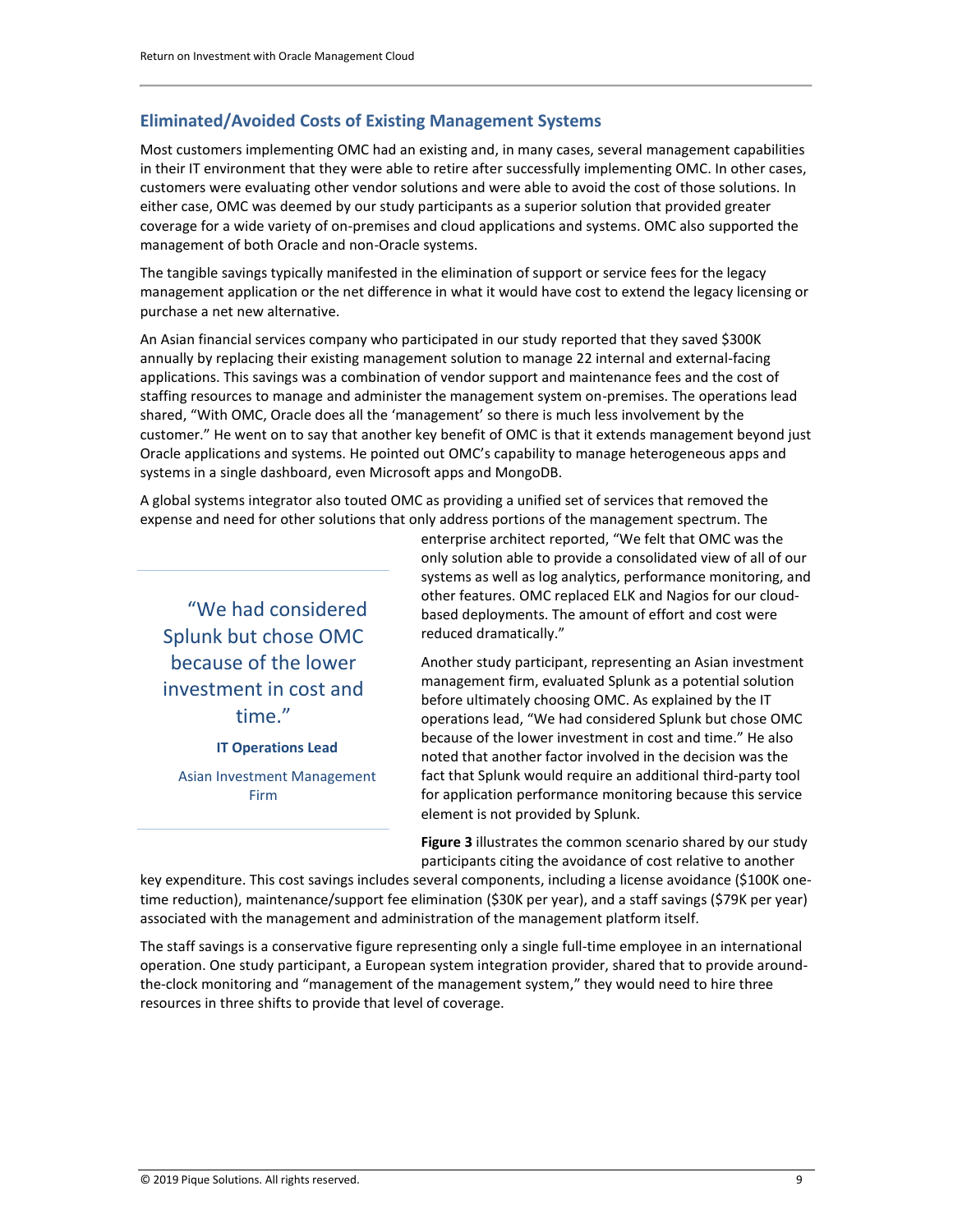## Eliminated/Avoided Costs of Existing Management Systems

Most customers implementing OMC had an existing and, in many cases, several management capabilities in their IT environment that they were able to retire after successfully implementing OMC. In other cases, customers were evaluating other vendor solutions and were able to avoid the cost of those solutions. In either case, OMC was deemed by our study participants as a superior solution that provided greater coverage for a wide variety of on-premises and cloud applications and systems. OMC also supported the management of both Oracle and non-Oracle systems.

The tangible savings typically manifested in the elimination of support or service fees for the legacy management application or the net difference in what it would have cost to extend the legacy licensing or purchase a net new alternative.

An Asian financial services company who participated in our study reported that they saved $300K annually by replacing their existing management solution to manage 22 internal and external-facing applications. This savings was a combination of vendor support and maintenance fees and the cost of staffing resources to manage and administer the management system on-premises. The operations lead shared, "With OMC, Oracle does all the 'management' so there is much less involvement by the customer." He went on to say that another key benefit of OMC is that it extends management beyond just Oracle applications and systems. He pointed out OMC's capability to manage heterogeneous apps and systems in a single dashboard, even Microsoft apps and MongoDB.

A global systems integrator also touted OMC as providing a unified set of services that removed the expense and need for other solutions that only address portions of the management spectrum. The enterprise architect reported, "We felt that OMC was the only solution able to provide a consolidated view of all of our systems as well as log analytics, performance monitoring, and other features. OMC replaced ELK and Nagios for our cloud-based deployments. The amount of effort and cost were reduced dramatically."

> "We had considered Splunk but chose OMC because of the lower investment in cost and time."
>
> **IT Operations Lead**
>
> Asian Investment Management Firm

Another study participant, representing an Asian investment management firm, evaluated Splunk as a potential solution before ultimately choosing OMC. As explained by the IT operations lead, "We had considered Splunk but chose OMC because of the lower investment in cost and time." He also noted that another factor involved in the decision was the fact that Splunk would require an additional third-party tool for application performance monitoring because this service element is not provided by Splunk.

**Figure 3** illustrates the common scenario shared by our study participants citing the avoidance of cost relative to another key expenditure. This cost savings includes several components, including a license avoidance ($100K one-time reduction), maintenance/support fee elimination ($30K per year), and a staff savings ($79K per year) associated with the management and administration of the management platform itself.

The staff savings is a conservative figure representing only a single full-time employee in an international operation. One study participant, a European system integration provider, shared that to provide around-the-clock monitoring and "management of the management system," they would need to hire three resources in three shifts to provide that level of coverage.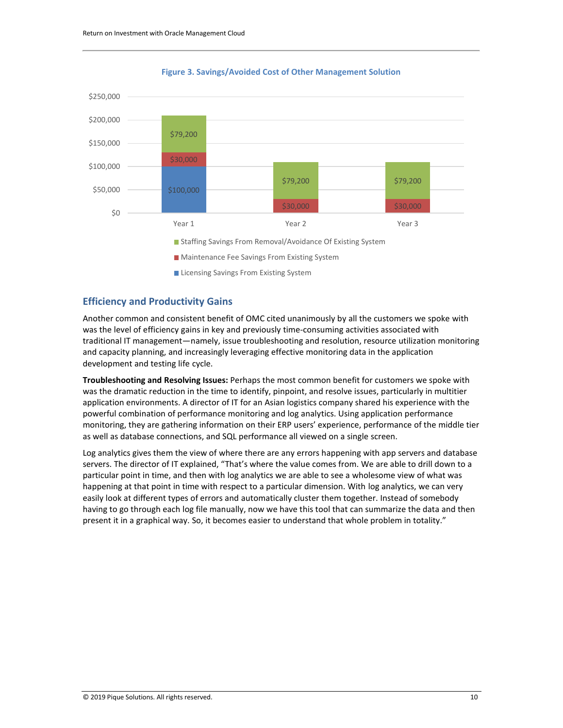**Figure 3. Savings/Avoided Cost of Other Management Solution**

| | Year 1 | Year 2 | Year 3 |
|---|---|---|---|
| Staffing Savings From Removal/Avoidance Of Existing System | $79,200 | $79,200 | $79,200 |
| Maintenance Fee Savings From Existing System | $30,000 | $30,000 | $30,000 |
| Licensing Savings From Existing System | $100,000 | | |

## Efficiency and Productivity Gains

Another common and consistent benefit of OMC cited unanimously by all the customers we spoke with was the level of efficiency gains in key and previously time-consuming activities associated with traditional IT management—namely, issue troubleshooting and resolution, resource utilization monitoring and capacity planning, and increasingly leveraging effective monitoring data in the application development and testing life cycle.

**Troubleshooting and Resolving Issues:** Perhaps the most common benefit for customers we spoke with was the dramatic reduction in the time to identify, pinpoint, and resolve issues, particularly in multitier application environments. A director of IT for an Asian logistics company shared his experience with the powerful combination of performance monitoring and log analytics. Using application performance monitoring, they are gathering information on their ERP users' experience, performance of the middle tier as well as database connections, and SQL performance all viewed on a single screen.

Log analytics gives them the view of where there are any errors happening with app servers and database servers. The director of IT explained, "That's where the value comes from. We are able to drill down to a particular point in time, and then with log analytics we are able to see a wholesome view of what was happening at that point in time with respect to a particular dimension. With log analytics, we can very easily look at different types of errors and automatically cluster them together. Instead of somebody having to go through each log file manually, now we have this tool that can summarize the data and then present it in a graphical way. So, it becomes easier to understand that whole problem in totality."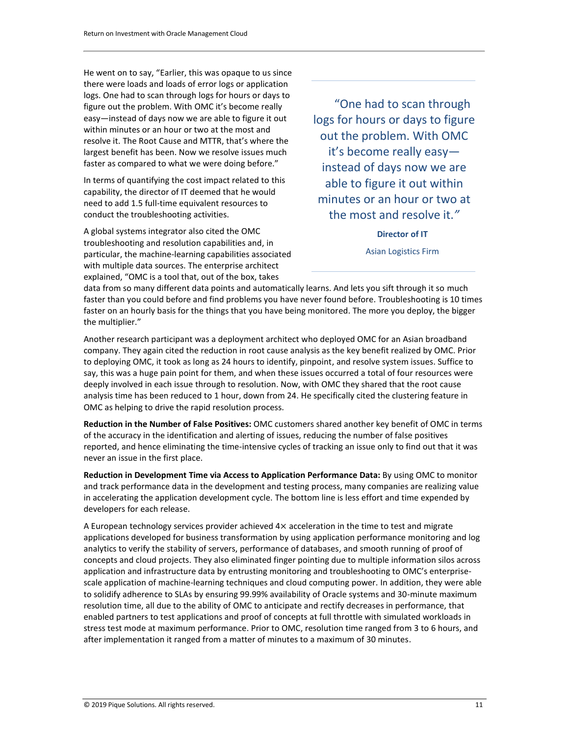He went on to say, "Earlier, this was opaque to us since there were loads and loads of error logs or application logs. One had to scan through logs for hours or days to figure out the problem. With OMC it's become really easy—instead of days now we are able to figure it out within minutes or an hour or two at the most and resolve it. The Root Cause and MTTR, that's where the largest benefit has been. Now we resolve issues much faster as compared to what we were doing before."

> "One had to scan through logs for hours or days to figure out the problem. With OMC it's become really easy—instead of days now we are able to figure it out within minutes or an hour or two at the most and resolve it."
>
> **Director of IT**
>
> Asian Logistics Firm

In terms of quantifying the cost impact related to this capability, the director of IT deemed that he would need to add 1.5 full-time equivalent resources to conduct the troubleshooting activities.

A global systems integrator also cited the OMC troubleshooting and resolution capabilities and, in particular, the machine-learning capabilities associated with multiple data sources. The enterprise architect explained, "OMC is a tool that, out of the box, takes data from so many different data points and automatically learns. And lets you sift through it so much faster than you could before and find problems you have never found before. Troubleshooting is 10 times faster on an hourly basis for the things that you have being monitored. The more you deploy, the bigger the multiplier."

Another research participant was a deployment architect who deployed OMC for an Asian broadband company. They again cited the reduction in root cause analysis as the key benefit realized by OMC. Prior to deploying OMC, it took as long as 24 hours to identify, pinpoint, and resolve system issues. Suffice to say, this was a huge pain point for them, and when these issues occurred a total of four resources were deeply involved in each issue through to resolution. Now, with OMC they shared that the root cause analysis time has been reduced to 1 hour, down from 24. He specifically cited the clustering feature in OMC as helping to drive the rapid resolution process.

**Reduction in the Number of False Positives:** OMC customers shared another key benefit of OMC in terms of the accuracy in the identification and alerting of issues, reducing the number of false positives reported, and hence eliminating the time-intensive cycles of tracking an issue only to find out that it was never an issue in the first place.

**Reduction in Development Time via Access to Application Performance Data:** By using OMC to monitor and track performance data in the development and testing process, many companies are realizing value in accelerating the application development cycle. The bottom line is less effort and time expended by developers for each release.

A European technology services provider achieved 4× acceleration in the time to test and migrate applications developed for business transformation by using application performance monitoring and log analytics to verify the stability of servers, performance of databases, and smooth running of proof of concepts and cloud projects. They also eliminated finger pointing due to multiple information silos across application and infrastructure data by entrusting monitoring and troubleshooting to OMC's enterprise-scale application of machine-learning techniques and cloud computing power. In addition, they were able to solidify adherence to SLAs by ensuring 99.99% availability of Oracle systems and 30-minute maximum resolution time, all due to the ability of OMC to anticipate and rectify decreases in performance, that enabled partners to test applications and proof of concepts at full throttle with simulated workloads in stress test mode at maximum performance. Prior to OMC, resolution time ranged from 3 to 6 hours, and after implementation it ranged from a matter of minutes to a maximum of 30 minutes.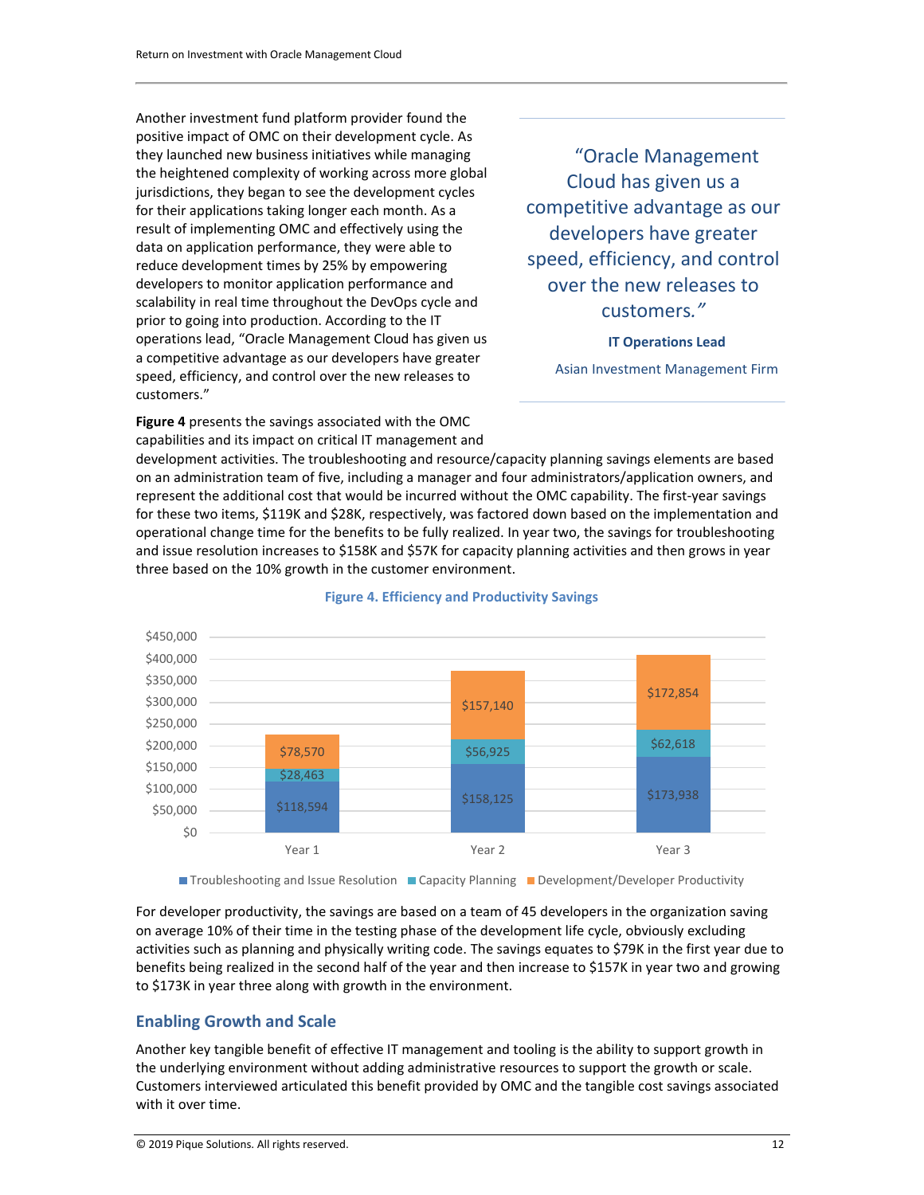Another investment fund platform provider found the positive impact of OMC on their development cycle. As they launched new business initiatives while managing the heightened complexity of working across more global jurisdictions, they began to see the development cycles for their applications taking longer each month. As a result of implementing OMC and effectively using the data on application performance, they were able to reduce development times by 25% by empowering developers to monitor application performance and scalability in real time throughout the DevOps cycle and prior to going into production. According to the IT operations lead, "Oracle Management Cloud has given us a competitive advantage as our developers have greater speed, efficiency, and control over the new releases to customers."

> "Oracle Management Cloud has given us a competitive advantage as our developers have greater speed, efficiency, and control over the new releases to customers."
>
> **IT Operations Lead**
>
> Asian Investment Management Firm

**Figure 4** presents the savings associated with the OMC capabilities and its impact on critical IT management and development activities. The troubleshooting and resource/capacity planning savings elements are based on an administration team of five, including a manager and four administrators/application owners, and represent the additional cost that would be incurred without the OMC capability. The first-year savings for these two items, $119K and $28K, respectively, was factored down based on the implementation and operational change time for the benefits to be fully realized. In year two, the savings for troubleshooting and issue resolution increases to $158K and $57K for capacity planning activities and then grows in year three based on the 10% growth in the customer environment.

**Figure 4. Efficiency and Productivity Savings**

| | Year 1 | Year 2 | Year 3 |
|---|---|---|---|
| Troubleshooting and Issue Resolution | $118,594 | $158,125 | $173,938 |
| Capacity Planning | $28,463 | $56,925 | $62,618 |
| Development/Developer Productivity | $78,570 | $157,140 | $172,854 |

For developer productivity, the savings are based on a team of 45 developers in the organization saving on average 10% of their time in the testing phase of the development life cycle, obviously excluding activities such as planning and physically writing code. The savings equates to $79K in the first year due to benefits being realized in the second half of the year and then increase to $157K in year two and growing to $173K in year three along with growth in the environment.

## Enabling Growth and Scale

Another key tangible benefit of effective IT management and tooling is the ability to support growth in the underlying environment without adding administrative resources to support the growth or scale. Customers interviewed articulated this benefit provided by OMC and the tangible cost savings associated with it over time.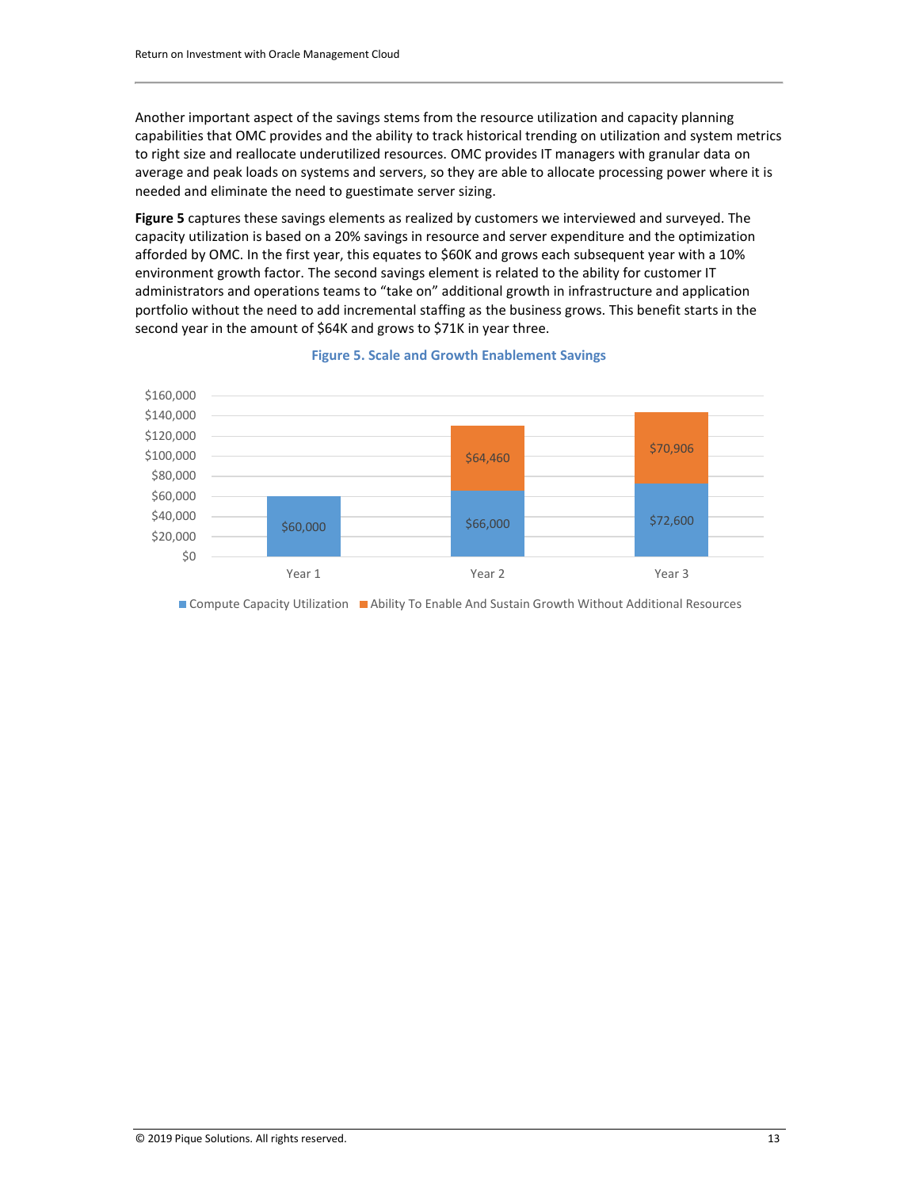Another important aspect of the savings stems from the resource utilization and capacity planning capabilities that OMC provides and the ability to track historical trending on utilization and system metrics to right size and reallocate underutilized resources. OMC provides IT managers with granular data on average and peak loads on systems and servers, so they are able to allocate processing power where it is needed and eliminate the need to guestimate server sizing.

**Figure 5** captures these savings elements as realized by customers we interviewed and surveyed. The capacity utilization is based on a 20% savings in resource and server expenditure and the optimization afforded by OMC. In the first year, this equates to $60K and grows each subsequent year with a 10% environment growth factor. The second savings element is related to the ability for customer IT administrators and operations teams to "take on" additional growth in infrastructure and application portfolio without the need to add incremental staffing as the business grows. This benefit starts in the second year in the amount of $64K and grows to $71K in year three.

**Figure 5. Scale and Growth Enablement Savings**

| | Year 1 | Year 2 | Year 3 |
|---|---|---|---|
| Compute Capacity Utilization | $60,000 | $66,000 | $72,600 |
| Ability To Enable And Sustain Growth Without Additional Resources | | $64,460 | $70,906 |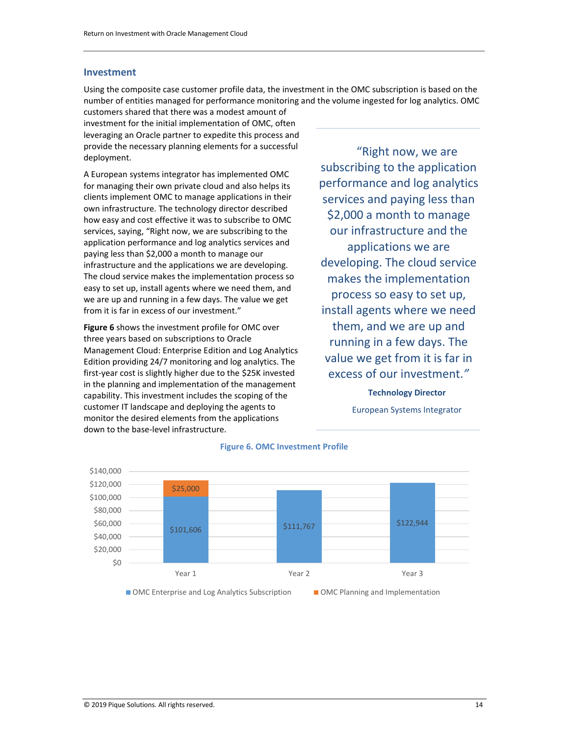## Investment

Using the composite case customer profile data, the investment in the OMC subscription is based on the number of entities managed for performance monitoring and the volume ingested for log analytics. OMC customers shared that there was a modest amount of investment for the initial implementation of OMC, often leveraging an Oracle partner to expedite this process and provide the necessary planning elements for a successful deployment.

A European systems integrator has implemented OMC for managing their own private cloud and also helps its clients implement OMC to manage applications in their own infrastructure. The technology director described how easy and cost effective it was to subscribe to OMC services, saying, "Right now, we are subscribing to the application performance and log analytics services and paying less than $2,000 a month to manage our infrastructure and the applications we are developing. The cloud service makes the implementation process so easy to set up, install agents where we need them, and we are up and running in a few days. The value we get from it is far in excess of our investment."

> "Right now, we are subscribing to the application performance and log analytics services and paying less than $2,000 a month to manage our infrastructure and the applications we are developing. The cloud service makes the implementation process so easy to set up, install agents where we need them, and we are up and running in a few days. The value we get from it is far in excess of our investment."
>
> **Technology Director**
>
> European Systems Integrator

**Figure 6** shows the investment profile for OMC over three years based on subscriptions to Oracle Management Cloud: Enterprise Edition and Log Analytics Edition providing 24/7 monitoring and log analytics. The first-year cost is slightly higher due to the $25K invested in the planning and implementation of the management capability. This investment includes the scoping of the customer IT landscape and deploying the agents to monitor the desired elements from the applications down to the base-level infrastructure.

**Figure 6. OMC Investment Profile**

| | Year 1 | Year 2 | Year 3 |
|---|---|---|---|
| OMC Enterprise and Log Analytics Subscription | $101,606 | $111,767 | $122,944 |
| OMC Planning and Implementation | $25,000 | | |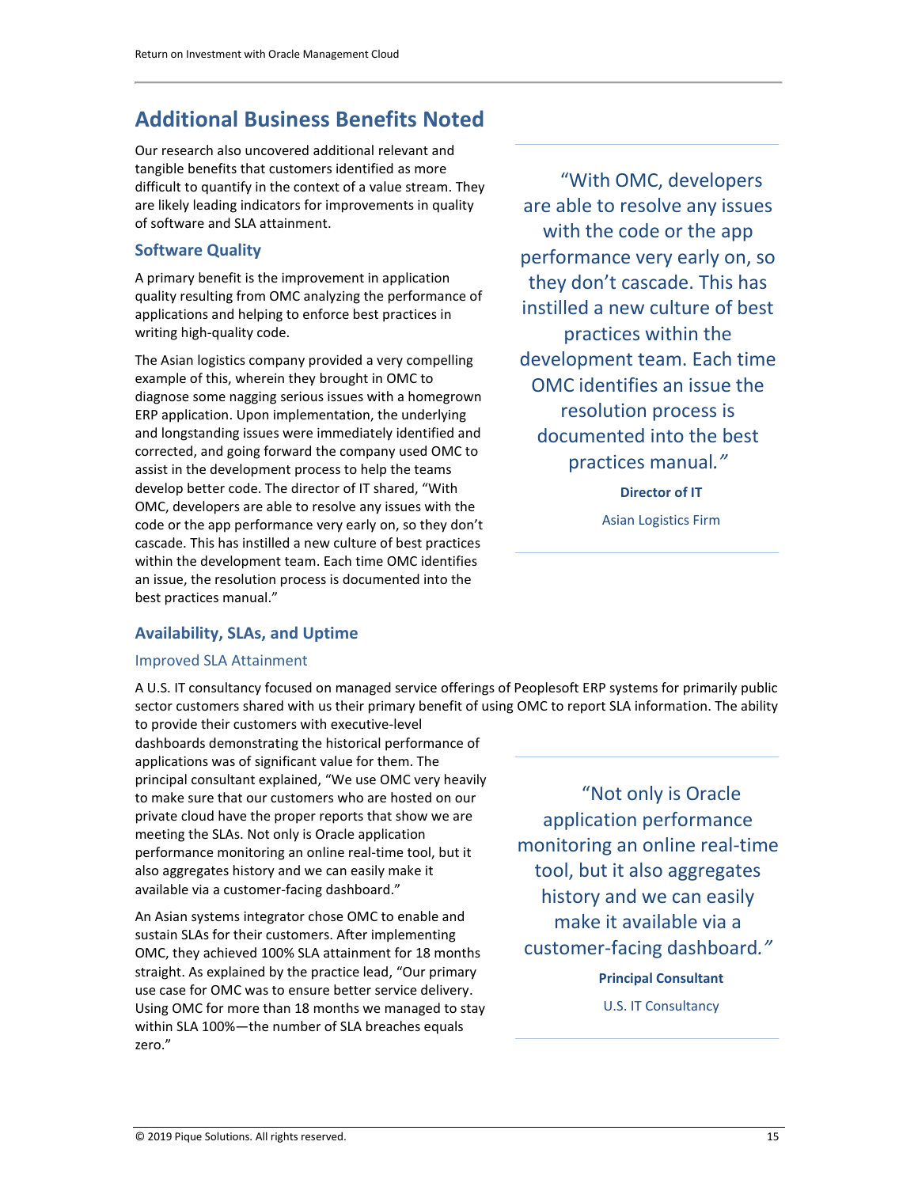## Additional Business Benefits Noted

Our research also uncovered additional relevant and tangible benefits that customers identified as more difficult to quantify in the context of a value stream. They are likely leading indicators for improvements in quality of software and SLA attainment.

### Software Quality

A primary benefit is the improvement in application quality resulting from OMC analyzing the performance of applications and helping to enforce best practices in writing high-quality code.

The Asian logistics company provided a very compelling example of this, wherein they brought in OMC to diagnose some nagging serious issues with a homegrown ERP application. Upon implementation, the underlying and longstanding issues were immediately identified and corrected, and going forward the company used OMC to assist in the development process to help the teams develop better code. The director of IT shared, "With OMC, developers are able to resolve any issues with the code or the app performance very early on, so they don't cascade. This has instilled a new culture of best practices within the development team. Each time OMC identifies an issue, the resolution process is documented into the best practices manual."

> "With OMC, developers are able to resolve any issues with the code or the app performance very early on, so they don't cascade. This has instilled a new culture of best practices within the development team. Each time OMC identifies an issue the resolution process is documented into the best practices manual."
>
> **Director of IT**
>
> Asian Logistics Firm

### Availability, SLAs, and Uptime

#### Improved SLA Attainment

A U.S. IT consultancy focused on managed service offerings of Peoplesoft ERP systems for primarily public sector customers shared with us their primary benefit of using OMC to report SLA information. The ability to provide their customers with executive-level dashboards demonstrating the historical performance of applications was of significant value for them. The principal consultant explained, "We use OMC very heavily to make sure that our customers who are hosted on our private cloud have the proper reports that show we are meeting the SLAs. Not only is Oracle application performance monitoring an online real-time tool, but it also aggregates history and we can easily make it available via a customer-facing dashboard."

> "Not only is Oracle application performance monitoring an online real-time tool, but it also aggregates history and we can easily make it available via a customer-facing dashboard."
>
> **Principal Consultant**
>
> U.S. IT Consultancy

An Asian systems integrator chose OMC to enable and sustain SLAs for their customers. After implementing OMC, they achieved 100% SLA attainment for 18 months straight. As explained by the practice lead, "Our primary use case for OMC was to ensure better service delivery. Using OMC for more than 18 months we managed to stay within SLA 100%—the number of SLA breaches equals zero."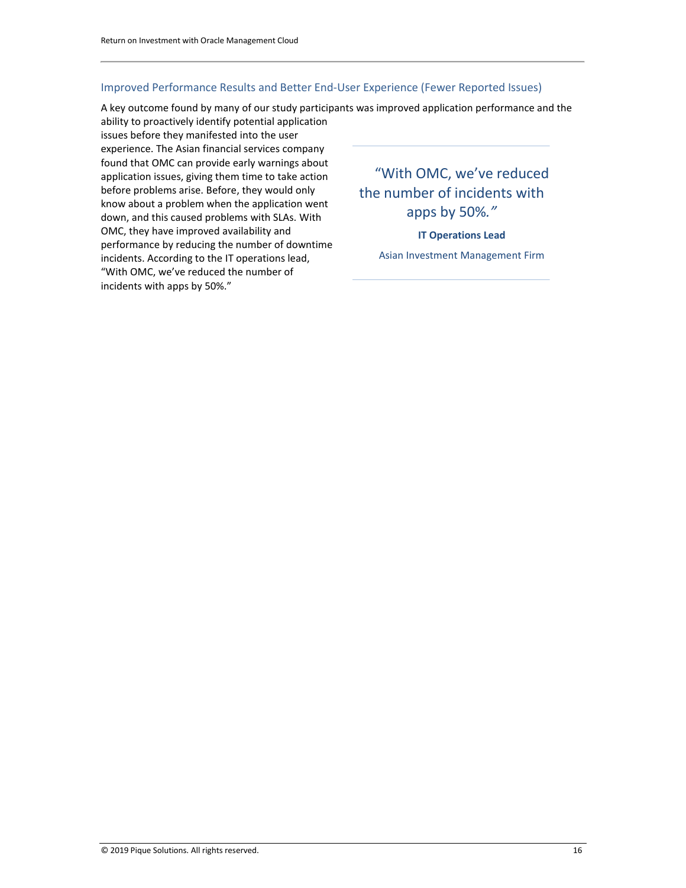### Improved Performance Results and Better End-User Experience (Fewer Reported Issues)

A key outcome found by many of our study participants was improved application performance and the ability to proactively identify potential application issues before they manifested into the user experience. The Asian financial services company found that OMC can provide early warnings about application issues, giving them time to take action before problems arise. Before, they would only know about a problem when the application went down, and this caused problems with SLAs. With OMC, they have improved availability and performance by reducing the number of downtime incidents. According to the IT operations lead, "With OMC, we've reduced the number of incidents with apps by 50%."

> "With OMC, we've reduced the number of incidents with apps by 50%."
>
> **IT Operations Lead**
>
> Asian Investment Management Firm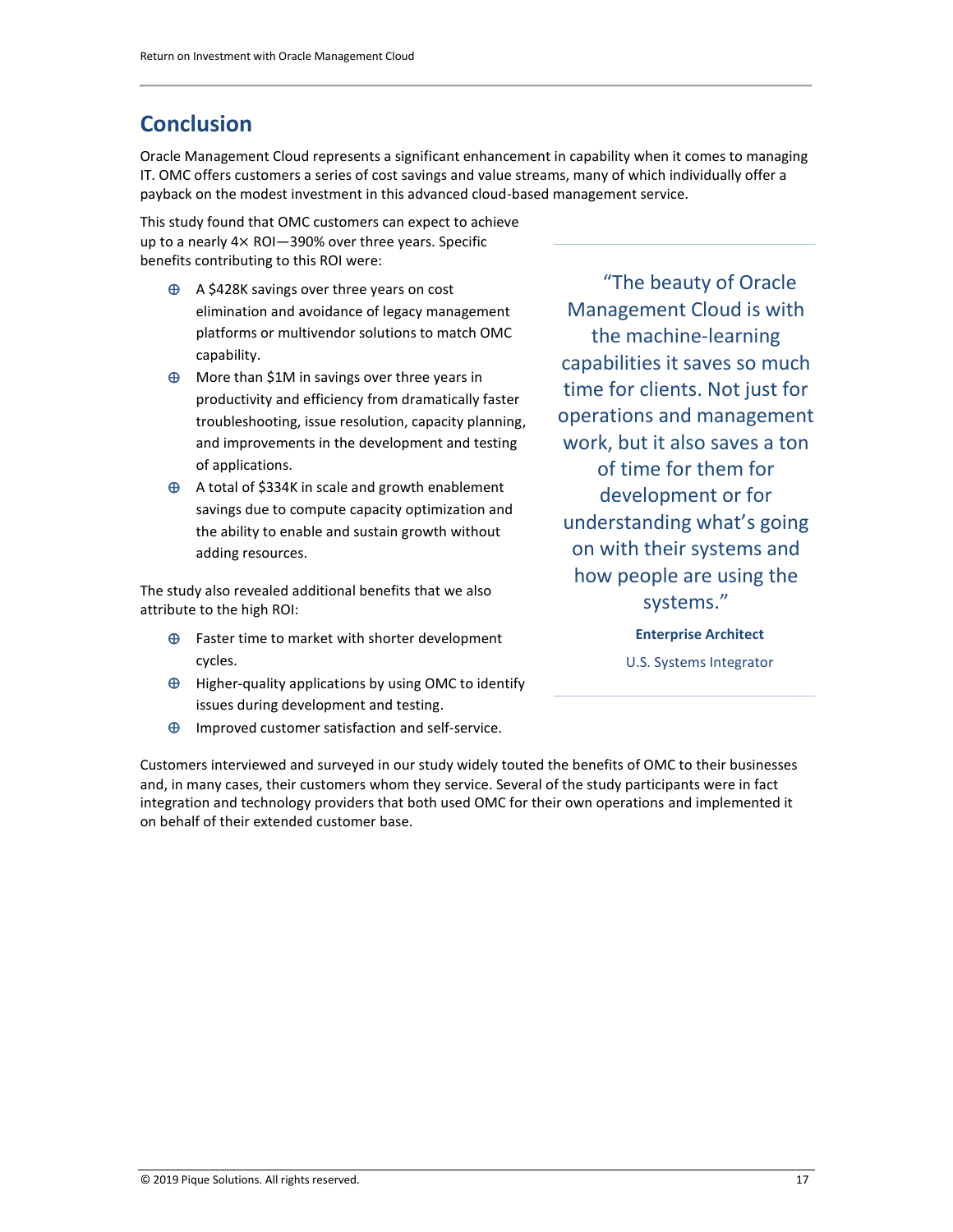## Conclusion

Oracle Management Cloud represents a significant enhancement in capability when it comes to managing IT. OMC offers customers a series of cost savings and value streams, many of which individually offer a payback on the modest investment in this advanced cloud-based management service.

This study found that OMC customers can expect to achieve up to a nearly 4× ROI—390% over three years. Specific benefits contributing to this ROI were:

- A $428K savings over three years on cost elimination and avoidance of legacy management platforms or multivendor solutions to match OMC capability.
- More than $1M in savings over three years in productivity and efficiency from dramatically faster troubleshooting, issue resolution, capacity planning, and improvements in the development and testing of applications.
- A total of $334K in scale and growth enablement savings due to compute capacity optimization and the ability to enable and sustain growth without adding resources.

> "The beauty of Oracle Management Cloud is with the machine-learning capabilities it saves so much time for clients. Not just for operations and management work, but it also saves a ton of time for them for development or for understanding what's going on with their systems and how people are using the systems."
>
> **Enterprise Architect**
>
> U.S. Systems Integrator

The study also revealed additional benefits that we also attribute to the high ROI:

- Faster time to market with shorter development cycles.
- Higher-quality applications by using OMC to identify issues during development and testing.
- Improved customer satisfaction and self-service.

Customers interviewed and surveyed in our study widely touted the benefits of OMC to their businesses and, in many cases, their customers whom they service. Several of the study participants were in fact integration and technology providers that both used OMC for their own operations and implemented it on behalf of their extended customer base.